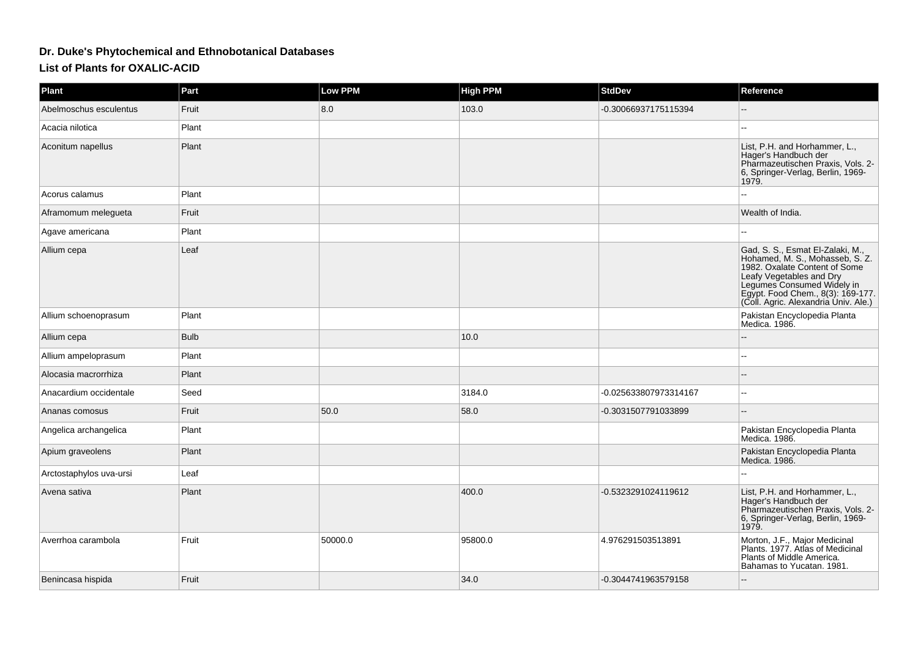## Dr. Duke's Phytochemical and Ethnobotanical Databases

### List of Plants for OXALIC-ACID

| Plant | Part | Low PPM | High PPM | StdDev | Reference |
|---|---|---|---|---|---|
| Abelmoschus esculentus | Fruit | 8.0 | 103.0 | -0.30066937175115394 | -- |
| Acacia nilotica | Plant | | | | -- |
| Aconitum napellus | Plant | | | | List, P.H. and Horhammer, L., Hager's Handbuch der Pharmazeutischen Praxis, Vols. 2-6, Springer-Verlag, Berlin, 1969-1979. |
| Acorus calamus | Plant | | | | -- |
| Aframomum melegueta | Fruit | | | | Wealth of India. |
| Agave americana | Plant | | | | -- |
| Allium cepa | Leaf | | | | Gad, S. S., Esmat El-Zalaki, M., Hohamed, M. S., Mohasseb, S. Z. 1982. Oxalate Content of Some Leafy Vegetables and Dry Legumes Consumed Widely in Egypt. Food Chem., 8(3): 169-177. (Coll. Agric. Alexandria Univ. Ale.) |
| Allium schoenoprasum | Plant | | | | Pakistan Encyclopedia Planta Medica. 1986. |
| Allium cepa | Bulb | | 10.0 | | -- |
| Allium ampeloprasum | Plant | | | | -- |
| Alocasia macrorrhiza | Plant | | | | -- |
| Anacardium occidentale | Seed | | 3184.0 | -0.025633807973314167 | -- |
| Ananas comosus | Fruit | 50.0 | 58.0 | -0.3031507791033899 | -- |
| Angelica archangelica | Plant | | | | Pakistan Encyclopedia Planta Medica. 1986. |
| Apium graveolens | Plant | | | | Pakistan Encyclopedia Planta Medica. 1986. |
| Arctostaphylos uva-ursi | Leaf | | | | -- |
| Avena sativa | Plant | | 400.0 | -0.5323291024119612 | List, P.H. and Horhammer, L., Hager's Handbuch der Pharmazeutischen Praxis, Vols. 2-6, Springer-Verlag, Berlin, 1969-1979. |
| Averrhoa carambola | Fruit | 50000.0 | 95800.0 | 4.976291503513891 | Morton, J.F., Major Medicinal Plants. 1977. Atlas of Medicinal Plants of Middle America. Bahamas to Yucatan. 1981. |
| Benincasa hispida | Fruit | | 34.0 | -0.3044741963579158 | -- |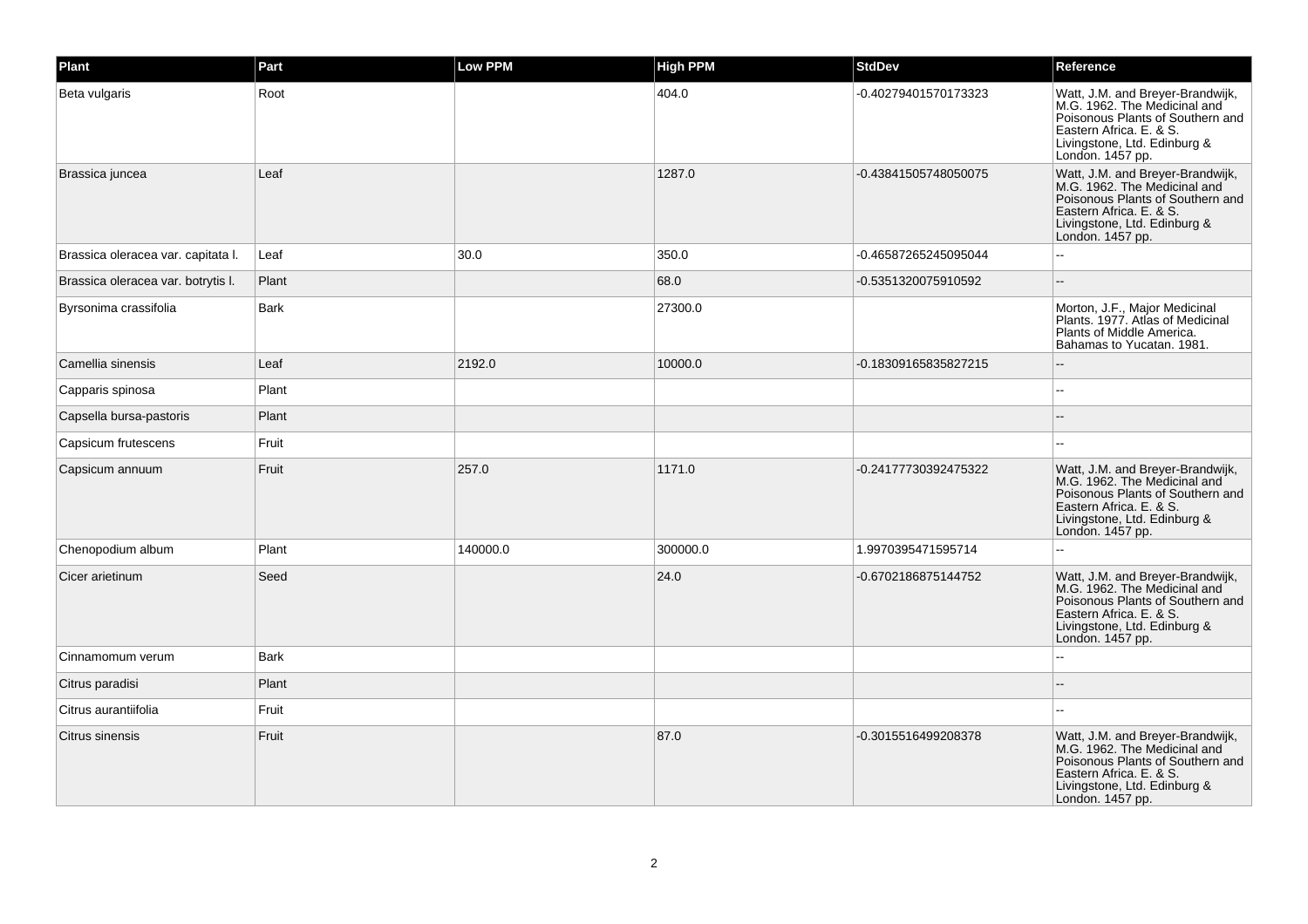| Plant | Part | Low PPM | High PPM | StdDev | Reference |
| --- | --- | --- | --- | --- | --- |
| Beta vulgaris | Root | | 404.0 | -0.40279401570173323 | Watt, J.M. and Breyer-Brandwijk, M.G. 1962. The Medicinal and Poisonous Plants of Southern and Eastern Africa. E. & S. Livingstone, Ltd. Edinburg & London. 1457 pp. |
| Brassica juncea | Leaf | | 1287.0 | -0.43841505748050075 | Watt, J.M. and Breyer-Brandwijk, M.G. 1962. The Medicinal and Poisonous Plants of Southern and Eastern Africa. E. & S. Livingstone, Ltd. Edinburg & London. 1457 pp. |
| Brassica oleracea var. capitata l. | Leaf | 30.0 | 350.0 | -0.46587265245095044 | -- |
| Brassica oleracea var. botrytis l. | Plant | | 68.0 | -0.5351320075910592 | -- |
| Byrsonima crassifolia | Bark | | 27300.0 | | Morton, J.F., Major Medicinal Plants. 1977. Atlas of Medicinal Plants of Middle America. Bahamas to Yucatan. 1981. |
| Camellia sinensis | Leaf | 2192.0 | 10000.0 | -0.18309165835827215 | -- |
| Capparis spinosa | Plant | | | | -- |
| Capsella bursa-pastoris | Plant | | | | -- |
| Capsicum frutescens | Fruit | | | | -- |
| Capsicum annuum | Fruit | 257.0 | 1171.0 | -0.24177730392475322 | Watt, J.M. and Breyer-Brandwijk, M.G. 1962. The Medicinal and Poisonous Plants of Southern and Eastern Africa. E. & S. Livingstone, Ltd. Edinburg & London. 1457 pp. |
| Chenopodium album | Plant | 140000.0 | 300000.0 | 1.9970395471595714 | -- |
| Cicer arietinum | Seed | | 24.0 | -0.6702186875144752 | Watt, J.M. and Breyer-Brandwijk, M.G. 1962. The Medicinal and Poisonous Plants of Southern and Eastern Africa. E. & S. Livingstone, Ltd. Edinburg & London. 1457 pp. |
| Cinnamomum verum | Bark | | | | -- |
| Citrus paradisi | Plant | | | | -- |
| Citrus aurantiifolia | Fruit | | | | -- |
| Citrus sinensis | Fruit | | 87.0 | -0.3015516499208378 | Watt, J.M. and Breyer-Brandwijk, M.G. 1962. The Medicinal and Poisonous Plants of Southern and Eastern Africa. E. & S. Livingstone, Ltd. Edinburg & London. 1457 pp. |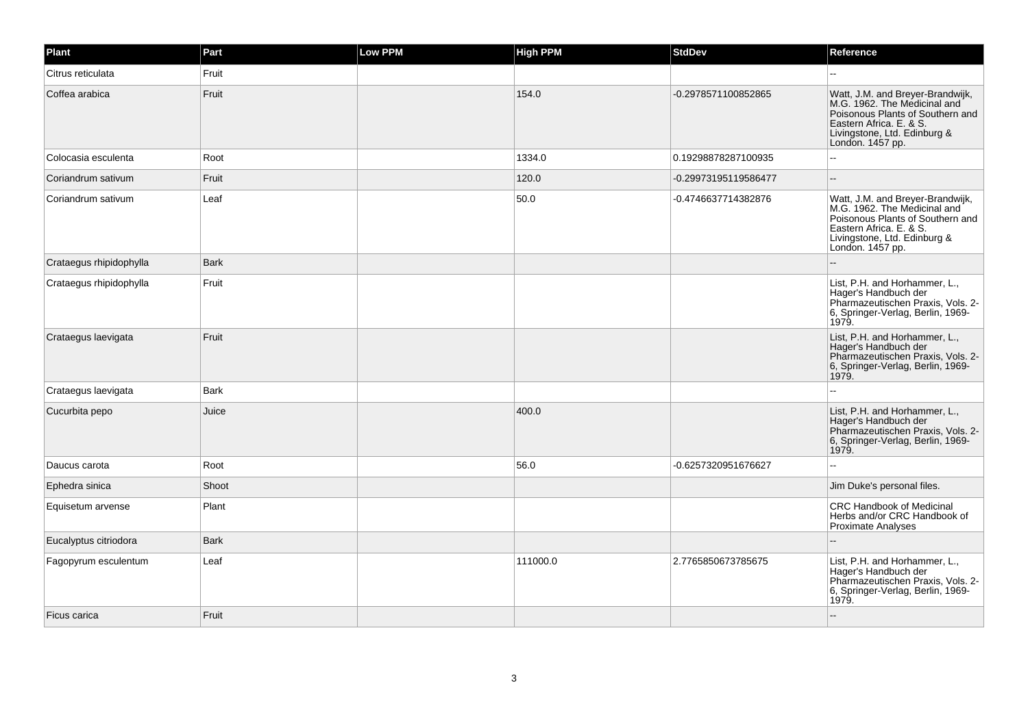| Plant | Part | Low PPM | High PPM | StdDev | Reference |
| --- | --- | --- | --- | --- | --- |
| Citrus reticulata | Fruit | | | | -- |
| Coffea arabica | Fruit | | 154.0 | -0.2978571100852865 | Watt, J.M. and Breyer-Brandwijk, M.G. 1962. The Medicinal and Poisonous Plants of Southern and Eastern Africa. E. & S. Livingstone, Ltd. Edinburg & London. 1457 pp. |
| Colocasia esculenta | Root | | 1334.0 | 0.19298878287100935 | -- |
| Coriandrum sativum | Fruit | | 120.0 | -0.29973195119586477 | -- |
| Coriandrum sativum | Leaf | | 50.0 | -0.4746637714382876 | Watt, J.M. and Breyer-Brandwijk, M.G. 1962. The Medicinal and Poisonous Plants of Southern and Eastern Africa. E. & S. Livingstone, Ltd. Edinburg & London. 1457 pp. |
| Crataegus rhipidophylla | Bark | | | | -- |
| Crataegus rhipidophylla | Fruit | | | | List, P.H. and Horhammer, L., Hager's Handbuch der Pharmazeutischen Praxis, Vols. 2-6, Springer-Verlag, Berlin, 1969-1979. |
| Crataegus laevigata | Fruit | | | | List, P.H. and Horhammer, L., Hager's Handbuch der Pharmazeutischen Praxis, Vols. 2-6, Springer-Verlag, Berlin, 1969-1979. |
| Crataegus laevigata | Bark | | | | -- |
| Cucurbita pepo | Juice | | 400.0 | | List, P.H. and Horhammer, L., Hager's Handbuch der Pharmazeutischen Praxis, Vols. 2-6, Springer-Verlag, Berlin, 1969-1979. |
| Daucus carota | Root | | 56.0 | -0.6257320951676627 | -- |
| Ephedra sinica | Shoot | | | | Jim Duke's personal files. |
| Equisetum arvense | Plant | | | | CRC Handbook of Medicinal Herbs and/or CRC Handbook of Proximate Analyses |
| Eucalyptus citriodora | Bark | | | | -- |
| Fagopyrum esculentum | Leaf | | 111000.0 | 2.7765850673785675 | List, P.H. and Horhammer, L., Hager's Handbuch der Pharmazeutischen Praxis, Vols. 2-6, Springer-Verlag, Berlin, 1969-1979. |
| Ficus carica | Fruit | | | | -- |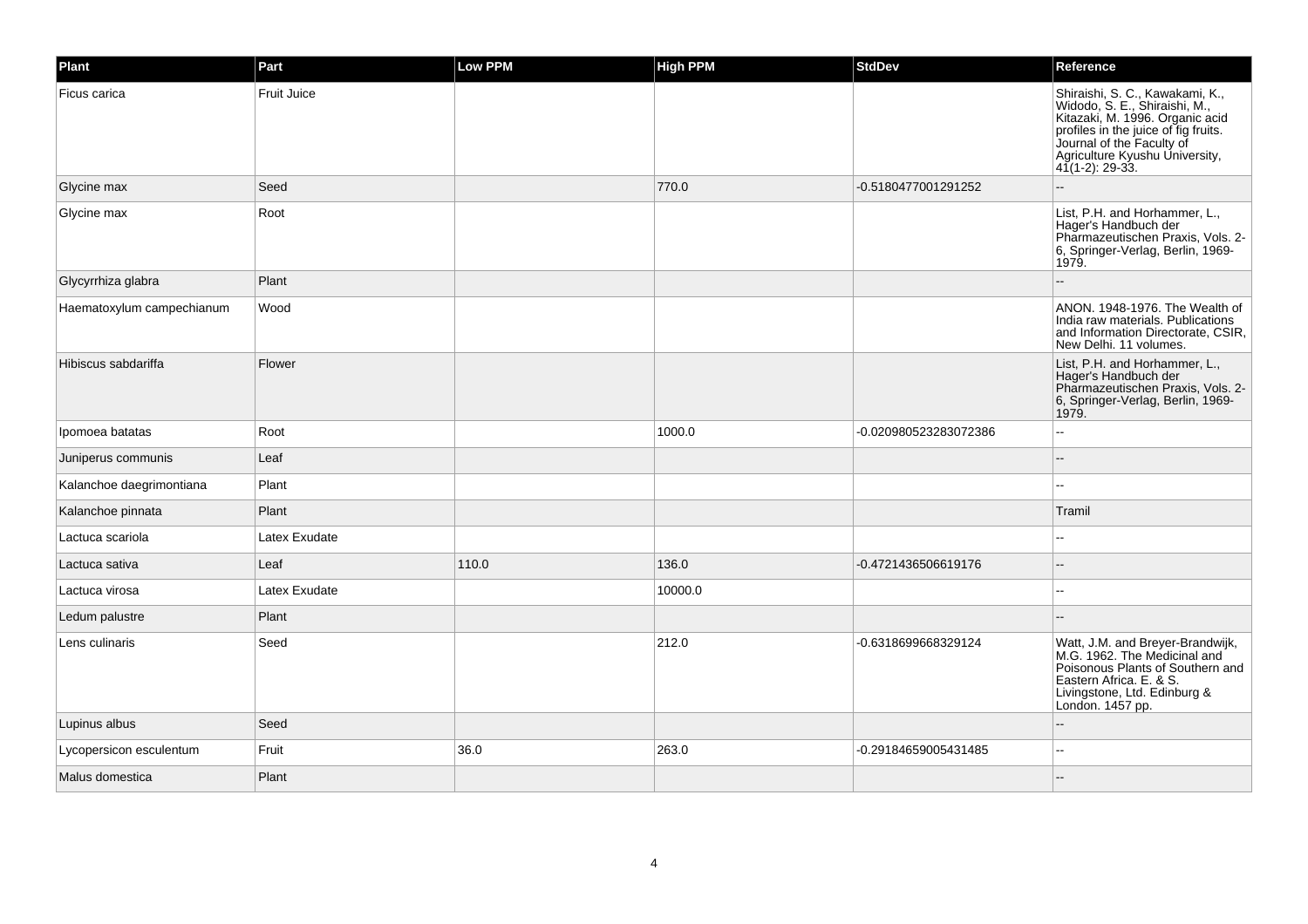| Plant | Part | Low PPM | High PPM | StdDev | Reference |
| --- | --- | --- | --- | --- | --- |
| Ficus carica | Fruit Juice | | | | Shiraishi, S. C., Kawakami, K., Widodo, S. E., Shiraishi, M., Kitazaki, M. 1996. Organic acid profiles in the juice of fig fruits. Journal of the Faculty of Agriculture Kyushu University, 41(1-2): 29-33. |
| Glycine max | Seed | | 770.0 | -0.5180477001291252 | -- |
| Glycine max | Root | | | | List, P.H. and Horhammer, L., Hager's Handbuch der Pharmazeutischen Praxis, Vols. 2-6, Springer-Verlag, Berlin, 1969-1979. |
| Glycyrrhiza glabra | Plant | | | | -- |
| Haematoxylum campechianum | Wood | | | | ANON. 1948-1976. The Wealth of India raw materials. Publications and Information Directorate, CSIR, New Delhi. 11 volumes. |
| Hibiscus sabdariffa | Flower | | | | List, P.H. and Horhammer, L., Hager's Handbuch der Pharmazeutischen Praxis, Vols. 2-6, Springer-Verlag, Berlin, 1969-1979. |
| Ipomoea batatas | Root | | 1000.0 | -0.020980523283072386 | -- |
| Juniperus communis | Leaf | | | | -- |
| Kalanchoe daegrimontiana | Plant | | | | -- |
| Kalanchoe pinnata | Plant | | | | Tramil |
| Lactuca scariola | Latex Exudate | | | | -- |
| Lactuca sativa | Leaf | 110.0 | 136.0 | -0.4721436506619176 | -- |
| Lactuca virosa | Latex Exudate | | 10000.0 | | -- |
| Ledum palustre | Plant | | | | -- |
| Lens culinaris | Seed | | 212.0 | -0.6318699668329124 | Watt, J.M. and Breyer-Brandwijk, M.G. 1962. The Medicinal and Poisonous Plants of Southern and Eastern Africa. E. & S. Livingstone, Ltd. Edinburg & London. 1457 pp. |
| Lupinus albus | Seed | | | | -- |
| Lycopersicon esculentum | Fruit | 36.0 | 263.0 | -0.29184659005431485 | -- |
| Malus domestica | Plant | | | | -- |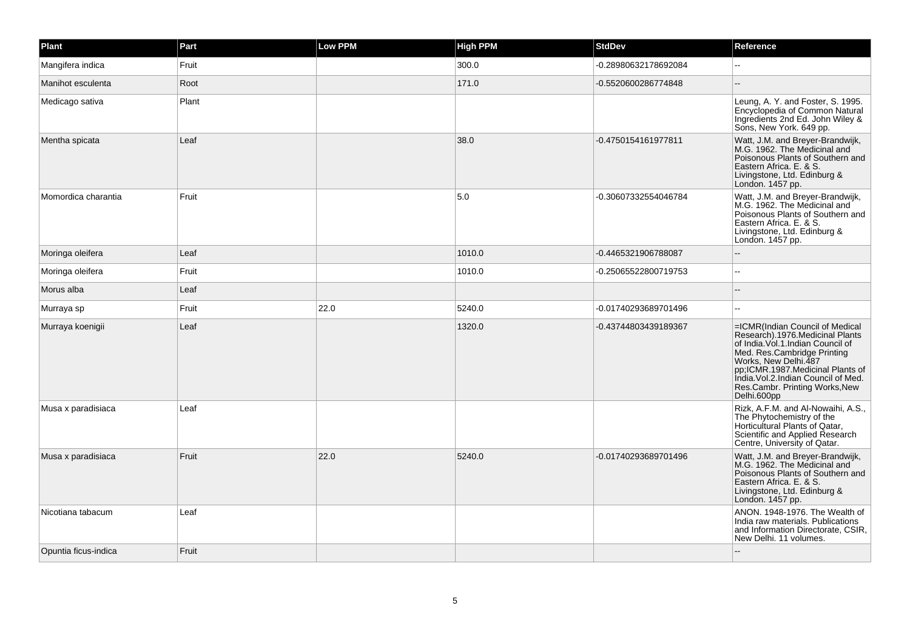| Plant | Part | Low PPM | High PPM | StdDev | Reference |
| --- | --- | --- | --- | --- | --- |
| Mangifera indica | Fruit | | 300.0 | -0.28980632178692084 | -- |
| Manihot esculenta | Root | | 171.0 | -0.5520600286774848 | -- |
| Medicago sativa | Plant | | | | Leung, A. Y. and Foster, S. 1995. Encyclopedia of Common Natural Ingredients 2nd Ed. John Wiley & Sons, New York. 649 pp. |
| Mentha spicata | Leaf | | 38.0 | -0.4750154161977811 | Watt, J.M. and Breyer-Brandwijk, M.G. 1962. The Medicinal and Poisonous Plants of Southern and Eastern Africa. E. & S. Livingstone, Ltd. Edinburg & London. 1457 pp. |
| Momordica charantia | Fruit | | 5.0 | -0.30607332554046784 | Watt, J.M. and Breyer-Brandwijk, M.G. 1962. The Medicinal and Poisonous Plants of Southern and Eastern Africa. E. & S. Livingstone, Ltd. Edinburg & London. 1457 pp. |
| Moringa oleifera | Leaf | | 1010.0 | -0.4465321906788087 | -- |
| Moringa oleifera | Fruit | | 1010.0 | -0.25065522800719753 | -- |
| Morus alba | Leaf | | | | -- |
| Murraya sp | Fruit | 22.0 | 5240.0 | -0.01740293689701496 | -- |
| Murraya koenigii | Leaf | | 1320.0 | -0.43744803439189367 | =ICMR(Indian Council of Medical Research).1976.Medicinal Plants of India.Vol.1.Indian Council of Med. Res.Cambridge Printing Works, New Delhi.487 pp;ICMR.1987.Medicinal Plants of India.Vol.2.Indian Council of Med. Res.Cambr. Printing Works,New Delhi.600pp |
| Musa x paradisiaca | Leaf | | | | Rizk, A.F.M. and Al-Nowaihi, A.S., The Phytochemistry of the Horticultural Plants of Qatar, Scientific and Applied Research Centre, University of Qatar. |
| Musa x paradisiaca | Fruit | 22.0 | 5240.0 | -0.01740293689701496 | Watt, J.M. and Breyer-Brandwijk, M.G. 1962. The Medicinal and Poisonous Plants of Southern and Eastern Africa. E. & S. Livingstone, Ltd. Edinburg & London. 1457 pp. |
| Nicotiana tabacum | Leaf | | | | ANON. 1948-1976. The Wealth of India raw materials. Publications and Information Directorate, CSIR, New Delhi. 11 volumes. |
| Opuntia ficus-indica | Fruit | | | | -- |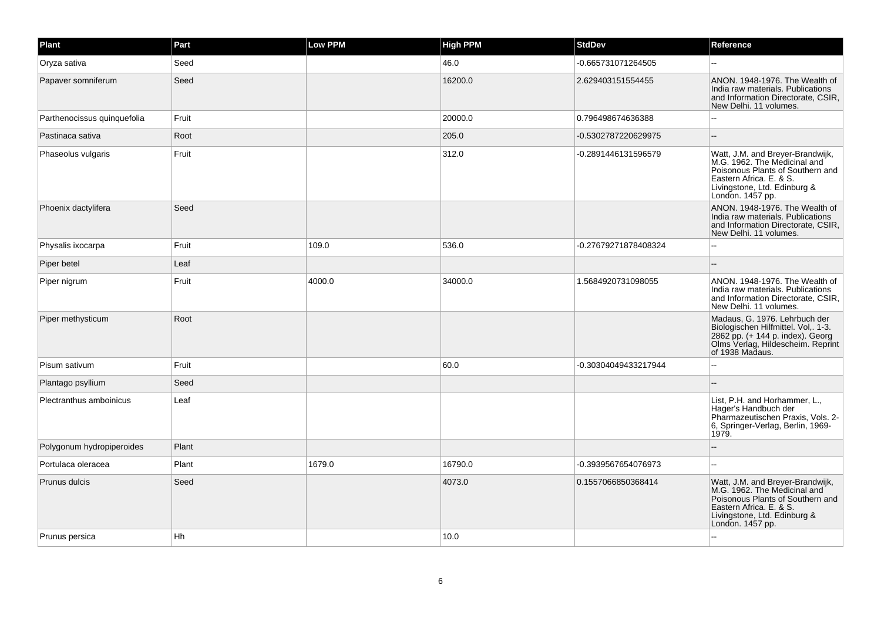| Plant | Part | Low PPM | High PPM | StdDev | Reference |
| --- | --- | --- | --- | --- | --- |
| Oryza sativa | Seed | | 46.0 | -0.665731071264505 | -- |
| Papaver somniferum | Seed | | 16200.0 | 2.629403151554455 | ANON. 1948-1976. The Wealth of India raw materials. Publications and Information Directorate, CSIR, New Delhi. 11 volumes. |
| Parthenocissus quinquefolia | Fruit | | 20000.0 | 0.796498674636388 | -- |
| Pastinaca sativa | Root | | 205.0 | -0.5302787220629975 | -- |
| Phaseolus vulgaris | Fruit | | 312.0 | -0.2891446131596579 | Watt, J.M. and Breyer-Brandwijk, M.G. 1962. The Medicinal and Poisonous Plants of Southern and Eastern Africa. E. & S. Livingstone, Ltd. Edinburg & London. 1457 pp. |
| Phoenix dactylifera | Seed | | | | ANON. 1948-1976. The Wealth of India raw materials. Publications and Information Directorate, CSIR, New Delhi. 11 volumes. |
| Physalis ixocarpa | Fruit | 109.0 | 536.0 | -0.27679271878408324 | -- |
| Piper betel | Leaf | | | | -- |
| Piper nigrum | Fruit | 4000.0 | 34000.0 | 1.5684920731098055 | ANON. 1948-1976. The Wealth of India raw materials. Publications and Information Directorate, CSIR, New Delhi. 11 volumes. |
| Piper methysticum | Root | | | | Madaus, G. 1976. Lehrbuch der Biologischen Hilfmittel. Vol,. 1-3. 2862 pp. (+ 144 p. index). Georg Olms Verlag, Hildescheim. Reprint of 1938 Madaus. |
| Pisum sativum | Fruit | | 60.0 | -0.30304049433217944 | -- |
| Plantago psyllium | Seed | | | | -- |
| Plectranthus amboinicus | Leaf | | | | List, P.H. and Horhammer, L., Hager's Handbuch der Pharmazeutischen Praxis, Vols. 2-6, Springer-Verlag, Berlin, 1969-1979. |
| Polygonum hydropiperoides | Plant | | | | -- |
| Portulaca oleracea | Plant | 1679.0 | 16790.0 | -0.3939567654076973 | -- |
| Prunus dulcis | Seed | | 4073.0 | 0.1557066850368414 | Watt, J.M. and Breyer-Brandwijk, M.G. 1962. The Medicinal and Poisonous Plants of Southern and Eastern Africa. E. & S. Livingstone, Ltd. Edinburg & London. 1457 pp. |
| Prunus persica | Hh | | 10.0 | | -- |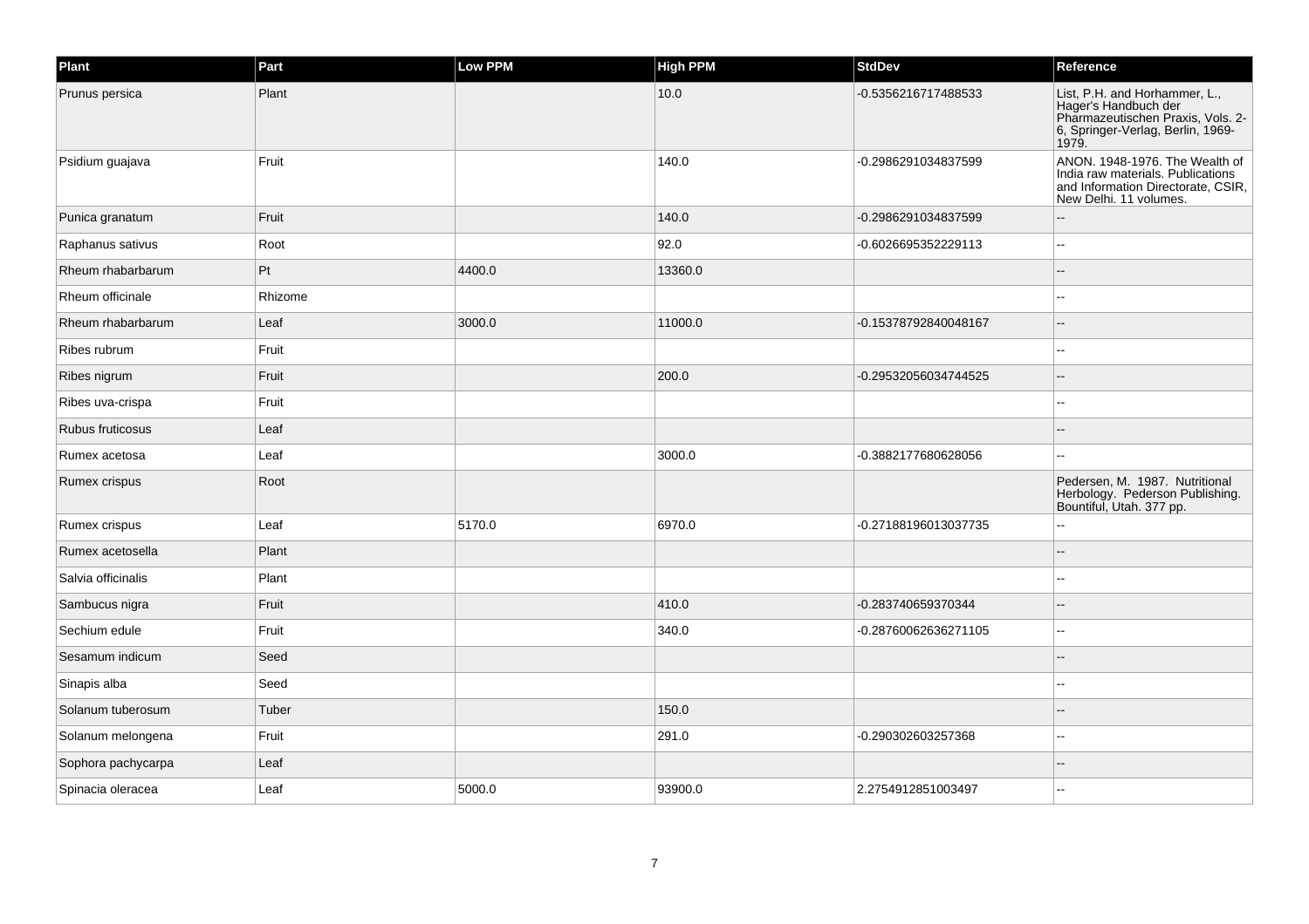| Plant | Part | Low PPM | High PPM | StdDev | Reference |
|---|---|---|---|---|---|
| Prunus persica | Plant | | 10.0 | -0.5356216717488533 | List, P.H. and Horhammer, L., Hager's Handbuch der Pharmazeutischen Praxis, Vols. 2-6, Springer-Verlag, Berlin, 1969-1979. |
| Psidium guajava | Fruit | | 140.0 | -0.2986291034837599 | ANON. 1948-1976. The Wealth of India raw materials. Publications and Information Directorate, CSIR, New Delhi. 11 volumes. |
| Punica granatum | Fruit | | 140.0 | -0.2986291034837599 | -- |
| Raphanus sativus | Root | | 92.0 | -0.6026695352229113 | -- |
| Rheum rhabarbarum | Pt | 4400.0 | 13360.0 | | -- |
| Rheum officinale | Rhizome | | | | -- |
| Rheum rhabarbarum | Leaf | 3000.0 | 11000.0 | -0.15378792840048167 | -- |
| Ribes rubrum | Fruit | | | | -- |
| Ribes nigrum | Fruit | | 200.0 | -0.29532056034744525 | -- |
| Ribes uva-crispa | Fruit | | | | -- |
| Rubus fruticosus | Leaf | | | | -- |
| Rumex acetosa | Leaf | | 3000.0 | -0.3882177680628056 | -- |
| Rumex crispus | Root | | | | Pedersen, M. 1987. Nutritional Herbology. Pederson Publishing. Bountiful, Utah. 377 pp. |
| Rumex crispus | Leaf | 5170.0 | 6970.0 | -0.27188196013037735 | -- |
| Rumex acetosella | Plant | | | | -- |
| Salvia officinalis | Plant | | | | -- |
| Sambucus nigra | Fruit | | 410.0 | -0.283740659370344 | -- |
| Sechium edule | Fruit | | 340.0 | -0.28760062636271105 | -- |
| Sesamum indicum | Seed | | | | -- |
| Sinapis alba | Seed | | | | -- |
| Solanum tuberosum | Tuber | | 150.0 | | -- |
| Solanum melongena | Fruit | | 291.0 | -0.290302603257368 | -- |
| Sophora pachycarpa | Leaf | | | | -- |
| Spinacia oleracea | Leaf | 5000.0 | 93900.0 | 2.2754912851003497 | -- |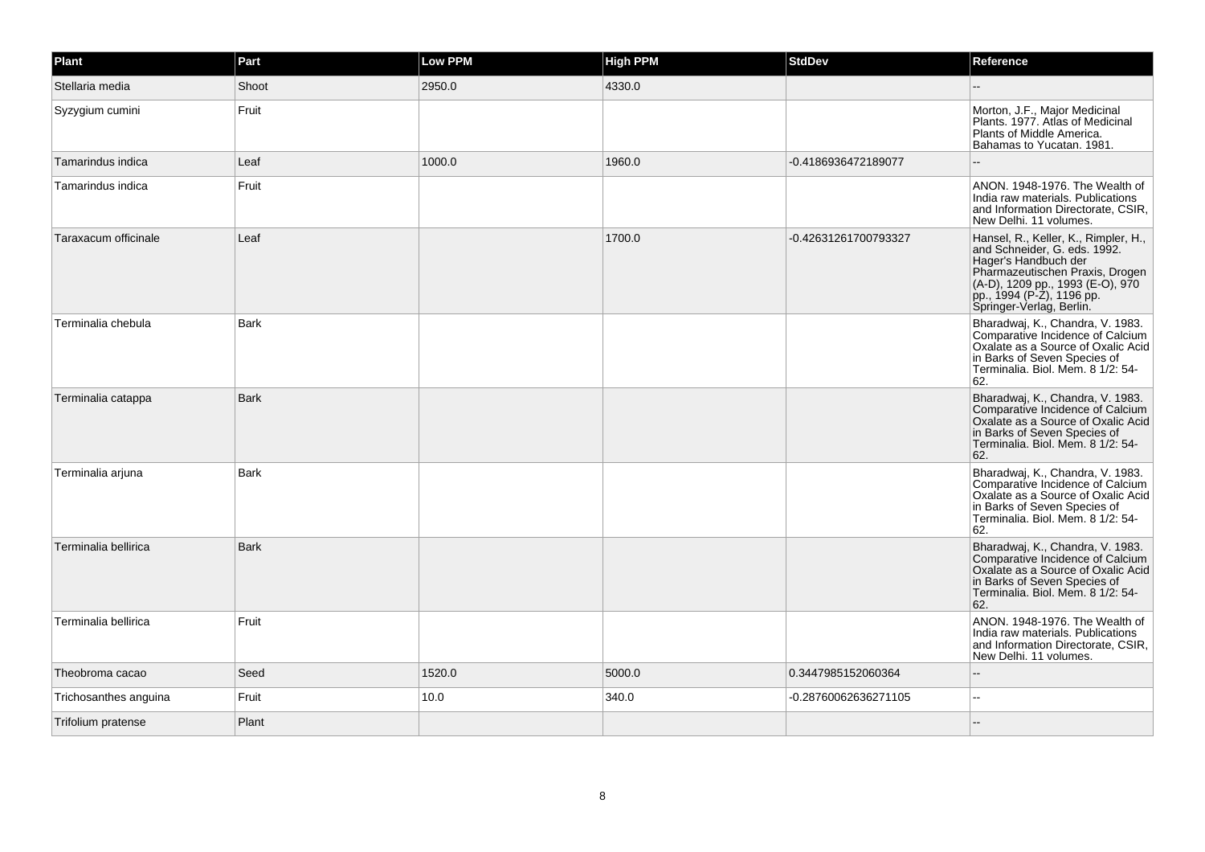| Plant | Part | Low PPM | High PPM | StdDev | Reference |
| --- | --- | --- | --- | --- | --- |
| Stellaria media | Shoot | 2950.0 | 4330.0 | | -- |
| Syzygium cumini | Fruit | | | | Morton, J.F., Major Medicinal Plants. 1977. Atlas of Medicinal Plants of Middle America. Bahamas to Yucatan. 1981. |
| Tamarindus indica | Leaf | 1000.0 | 1960.0 | -0.4186936472189077 | -- |
| Tamarindus indica | Fruit | | | | ANON. 1948-1976. The Wealth of India raw materials. Publications and Information Directorate, CSIR, New Delhi. 11 volumes. |
| Taraxacum officinale | Leaf | | 1700.0 | -0.42631261700793327 | Hansel, R., Keller, K., Rimpler, H., and Schneider, G. eds. 1992. Hager's Handbuch der Pharmazeutischen Praxis, Drogen (A-D), 1209 pp., 1993 (E-O), 970 pp., 1994 (P-Z), 1196 pp. Springer-Verlag, Berlin. |
| Terminalia chebula | Bark | | | | Bharadwaj, K., Chandra, V. 1983. Comparative Incidence of Calcium Oxalate as a Source of Oxalic Acid in Barks of Seven Species of Terminalia. Biol. Mem. 8 1/2: 54-62. |
| Terminalia catappa | Bark | | | | Bharadwaj, K., Chandra, V. 1983. Comparative Incidence of Calcium Oxalate as a Source of Oxalic Acid in Barks of Seven Species of Terminalia. Biol. Mem. 8 1/2: 54-62. |
| Terminalia arjuna | Bark | | | | Bharadwaj, K., Chandra, V. 1983. Comparative Incidence of Calcium Oxalate as a Source of Oxalic Acid in Barks of Seven Species of Terminalia. Biol. Mem. 8 1/2: 54-62. |
| Terminalia bellirica | Bark | | | | Bharadwaj, K., Chandra, V. 1983. Comparative Incidence of Calcium Oxalate as a Source of Oxalic Acid in Barks of Seven Species of Terminalia. Biol. Mem. 8 1/2: 54-62. |
| Terminalia bellirica | Fruit | | | | ANON. 1948-1976. The Wealth of India raw materials. Publications and Information Directorate, CSIR, New Delhi. 11 volumes. |
| Theobroma cacao | Seed | 1520.0 | 5000.0 | 0.3447985152060364 | -- |
| Trichosanthes anguina | Fruit | 10.0 | 340.0 | -0.28760062636271105 | -- |
| Trifolium pratense | Plant | | | | -- |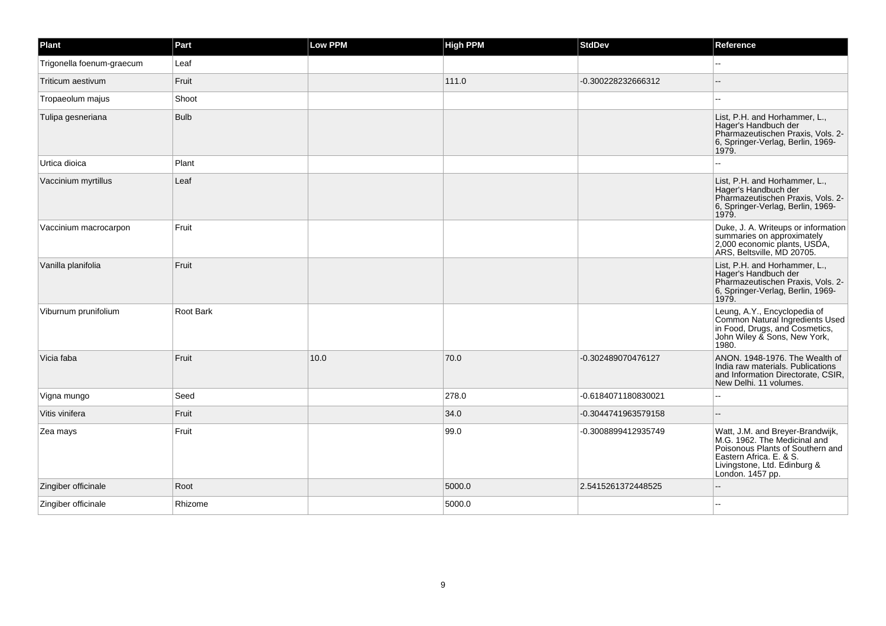| Plant | Part | Low PPM | High PPM | StdDev | Reference |
| --- | --- | --- | --- | --- | --- |
| Trigonella foenum-graecum | Leaf | | | | -- |
| Triticum aestivum | Fruit | | 111.0 | -0.300228232666312 | -- |
| Tropaeolum majus | Shoot | | | | -- |
| Tulipa gesneriana | Bulb | | | | List, P.H. and Horhammer, L., Hager's Handbuch der Pharmazeutischen Praxis, Vols. 2-6, Springer-Verlag, Berlin, 1969-1979. |
| Urtica dioica | Plant | | | | -- |
| Vaccinium myrtillus | Leaf | | | | List, P.H. and Horhammer, L., Hager's Handbuch der Pharmazeutischen Praxis, Vols. 2-6, Springer-Verlag, Berlin, 1969-1979. |
| Vaccinium macrocarpon | Fruit | | | | Duke, J. A. Writeups or information summaries on approximately 2,000 economic plants, USDA, ARS, Beltsville, MD 20705. |
| Vanilla planifolia | Fruit | | | | List, P.H. and Horhammer, L., Hager's Handbuch der Pharmazeutischen Praxis, Vols. 2-6, Springer-Verlag, Berlin, 1969-1979. |
| Viburnum prunifolium | Root Bark | | | | Leung, A.Y., Encyclopedia of Common Natural Ingredients Used in Food, Drugs, and Cosmetics, John Wiley & Sons, New York, 1980. |
| Vicia faba | Fruit | 10.0 | 70.0 | -0.302489070476127 | ANON. 1948-1976. The Wealth of India raw materials. Publications and Information Directorate, CSIR, New Delhi. 11 volumes. |
| Vigna mungo | Seed | | 278.0 | -0.6184071180830021 | -- |
| Vitis vinifera | Fruit | | 34.0 | -0.3044741963579158 | -- |
| Zea mays | Fruit | | 99.0 | -0.3008899412935749 | Watt, J.M. and Breyer-Brandwijk, M.G. 1962. The Medicinal and Poisonous Plants of Southern and Eastern Africa. E. & S. Livingstone, Ltd. Edinburg & London. 1457 pp. |
| Zingiber officinale | Root | | 5000.0 | 2.5415261372448525 | -- |
| Zingiber officinale | Rhizome | | 5000.0 | | -- |